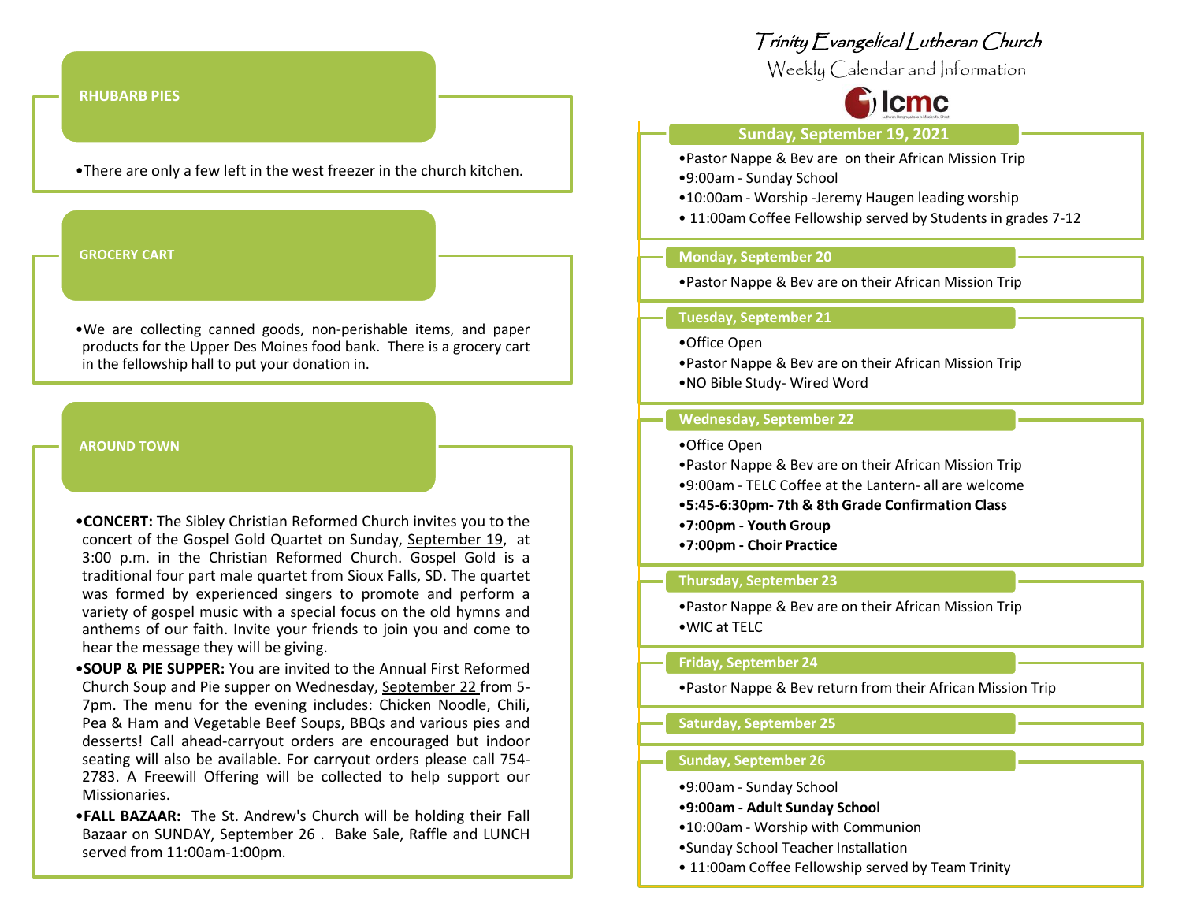# Trinity Evangelical Lutheran Church

Weekly Calendar and Information

lcmc

## Sunday, September 19, 2021

- Pastor Nappe & Bev are on their African Mission Trip
- 9:00am - Sunday School
- 10:00am - Worship -Jeremy Haugen leading worship
- 11:00am Coffee Fellowship served by Students in grades 7-12

## Monday, September 20

- Pastor Nappe & Bev are on their African Mission Trip

## Tuesday, September 21

- Office Open
- Pastor Nappe & Bev are on their African Mission Trip
- NO Bible Study- Wired Word

## Wednesday, September 22

- Office Open
- Pastor Nappe & Bev are on their African Mission Trip
- 9:00am - TELC Coffee at the Lantern- all are welcome
- **5:45-6:30pm- 7th & 8th Grade Confirmation Class**
- **7:00pm - Youth Group**
- **7:00pm - Choir Practice**

## Thursday, September 23

- Pastor Nappe & Bev are on their African Mission Trip
- WIC at TELC

## Friday, September 24

- Pastor Nappe & Bev return from their African Mission Trip

## Saturday, September 25

## Sunday, September 26

- 9:00am - Sunday School
- **9:00am - Adult Sunday School**
- 10:00am - Worship with Communion
- Sunday School Teacher Installation
- 11:00am Coffee Fellowship served by Team Trinity

## RHUBARB PIES

- There are only a few left in the west freezer in the church kitchen.

## GROCERY CART

- We are collecting canned goods, non-perishable items, and paper products for the Upper Des Moines food bank. There is a grocery cart in the fellowship hall to put your donation in.

## AROUND TOWN

- **CONCERT:** The Sibley Christian Reformed Church invites you to the concert of the Gospel Gold Quartet on Sunday, September 19, at 3:00 p.m. in the Christian Reformed Church. Gospel Gold is a traditional four part male quartet from Sioux Falls, SD. The quartet was formed by experienced singers to promote and perform a variety of gospel music with a special focus on the old hymns and anthems of our faith. Invite your friends to join you and come to hear the message they will be giving.
- **SOUP & PIE SUPPER:** You are invited to the Annual First Reformed Church Soup and Pie supper on Wednesday, September 22 from 5-7pm. The menu for the evening includes: Chicken Noodle, Chili, Pea & Ham and Vegetable Beef Soups, BBQs and various pies and desserts! Call ahead-carryout orders are encouraged but indoor seating will also be available. For carryout orders please call 754-2783. A Freewill Offering will be collected to help support our Missionaries.
- **FALL BAZAAR:** The St. Andrew's Church will be holding their Fall Bazaar on SUNDAY, September 26 . Bake Sale, Raffle and LUNCH served from 11:00am-1:00pm.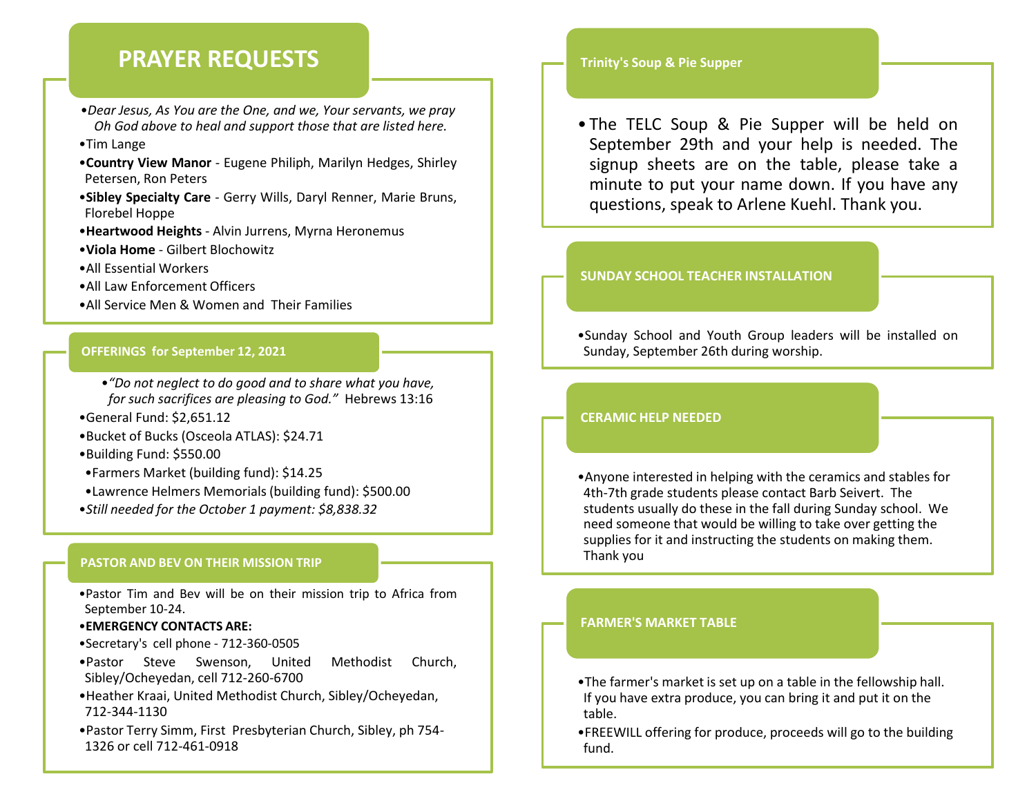# PRAYER REQUESTS

- *Dear Jesus, As You are the One, and we, Your servants, we pray Oh God above to heal and support those that are listed here.*
- Tim Lange
- **Country View Manor** - Eugene Philiph, Marilyn Hedges, Shirley Petersen, Ron Peters
- **Sibley Specialty Care** - Gerry Wills, Daryl Renner, Marie Bruns, Florebel Hoppe
- **Heartwood Heights** - Alvin Jurrens, Myrna Heronemus
- **Viola Home** - Gilbert Blochowitz
- All Essential Workers
- All Law Enforcement Officers
- All Service Men & Women and Their Families

## OFFERINGS for September 12, 2021

- *"Do not neglect to do good and to share what you have, for such sacrifices are pleasing to God."* Hebrews 13:16
- General Fund: $2,651.12
- Bucket of Bucks (Osceola ATLAS): $24.71
- Building Fund: $550.00
- Farmers Market (building fund): $14.25
- Lawrence Helmers Memorials (building fund): $500.00
- *Still needed for the October 1 payment: $8,838.32*

## PASTOR AND BEV ON THEIR MISSION TRIP

- Pastor Tim and Bev will be on their mission trip to Africa from September 10-24.
- **EMERGENCY CONTACTS ARE:**
- Secretary's cell phone - 712-360-0505
- Pastor Steve Swenson, United Methodist Church, Sibley/Ocheyedan, cell 712-260-6700
- Heather Kraai, United Methodist Church, Sibley/Ocheyedan, 712-344-1130
- Pastor Terry Simm, First Presbyterian Church, Sibley, ph 754-1326 or cell 712-461-0918

## Trinity's Soup & Pie Supper

- The TELC Soup & Pie Supper will be held on September 29th and your help is needed. The signup sheets are on the table, please take a minute to put your name down. If you have any questions, speak to Arlene Kuehl. Thank you.

## SUNDAY SCHOOL TEACHER INSTALLATION

- Sunday School and Youth Group leaders will be installed on Sunday, September 26th during worship.

## CERAMIC HELP NEEDED

- Anyone interested in helping with the ceramics and stables for 4th-7th grade students please contact Barb Seivert. The students usually do these in the fall during Sunday school. We need someone that would be willing to take over getting the supplies for it and instructing the students on making them. Thank you

## FARMER'S MARKET TABLE

- The farmer's market is set up on a table in the fellowship hall. If you have extra produce, you can bring it and put it on the table.
- FREEWILL offering for produce, proceeds will go to the building fund.